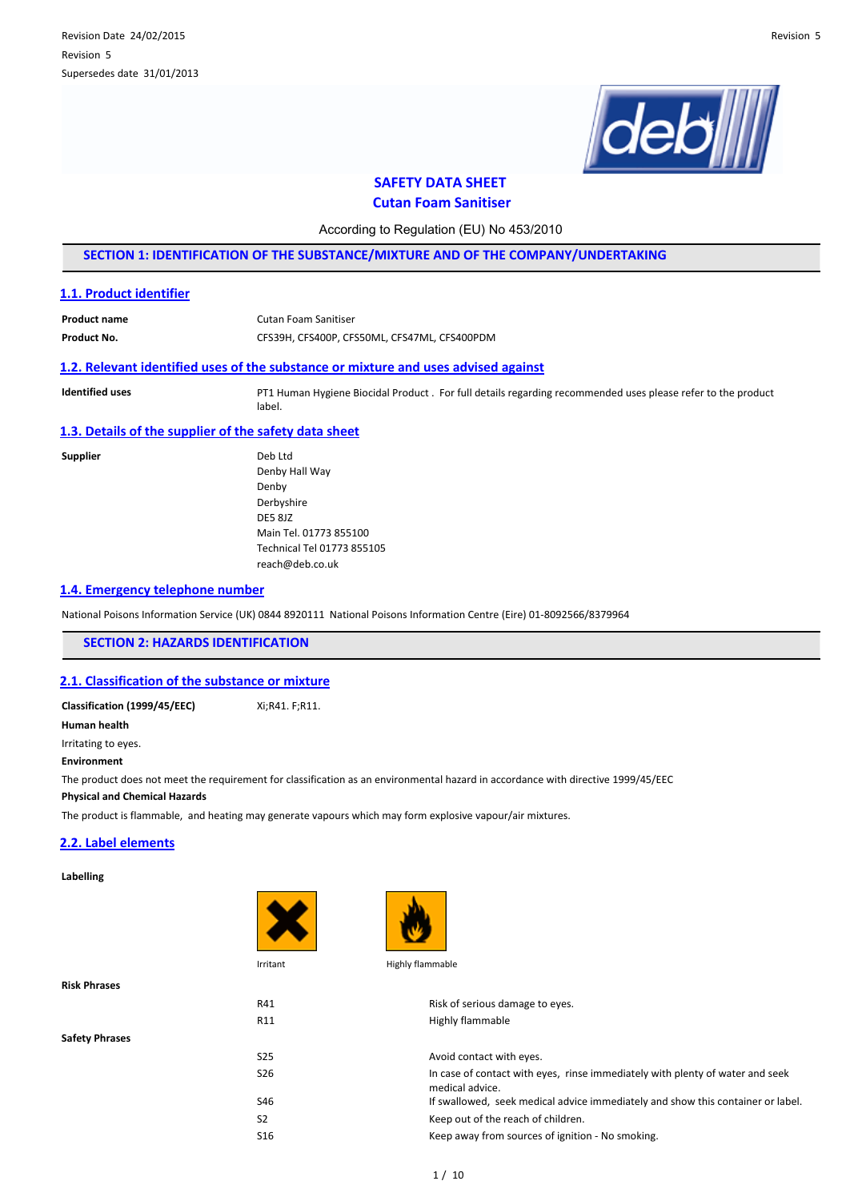# SAFETY DATA SHEET

# Cutan Foam Sanitiser

According to Regulation (EU) No 453/2010

## SECTION 1: IDENTIFICATION OF THE SUBSTANCE/MIXTURE AND OF THE COMPANY/UNDERTAKING

### 1.1. Product identifier

| | |
|---|---|
| **Product name** | Cutan Foam Sanitiser |
| **Product No.** | CFS39H, CFS400P, CFS50ML, CFS47ML, CFS400PDM |

### 1.2. Relevant identified uses of the substance or mixture and uses advised against

| | |
|---|---|
| **Identified uses** | PT1 Human Hygiene Biocidal Product . For full details regarding recommended uses please refer to the product label. |

### 1.3. Details of the supplier of the safety data sheet

**Supplier**

Deb Ltd
Denby Hall Way
Denby
Derbyshire
DE5 8JZ
Main Tel. 01773 855100
Technical Tel 01773 855105
reach@deb.co.uk

### 1.4. Emergency telephone number

National Poisons Information Service (UK) 0844 8920111 National Poisons Information Centre (Eire) 01-8092566/8379964

## SECTION 2: HAZARDS IDENTIFICATION

### 2.1. Classification of the substance or mixture

**Classification (1999/45/EEC)** Xi;R41. F;R11.

**Human health**

Irritating to eyes.

**Environment**

The product does not meet the requirement for classification as an environmental hazard in accordance with directive 1999/45/EEC

**Physical and Chemical Hazards**

The product is flammable, and heating may generate vapours which may form explosive vapour/air mixtures.

### 2.2. Label elements

**Labelling**

Irritant

Highly flammable

**Risk Phrases**

| | |
|---|---|
| R41 | Risk of serious damage to eyes. |
| R11 | Highly flammable |

**Safety Phrases**

| | |
|---|---|
| S25 | Avoid contact with eyes. |
| S26 | In case of contact with eyes, rinse immediately with plenty of water and seek medical advice. |
| S46 | If swallowed, seek medical advice immediately and show this container or label. |
| S2 | Keep out of the reach of children. |
| S16 | Keep away from sources of ignition - No smoking. |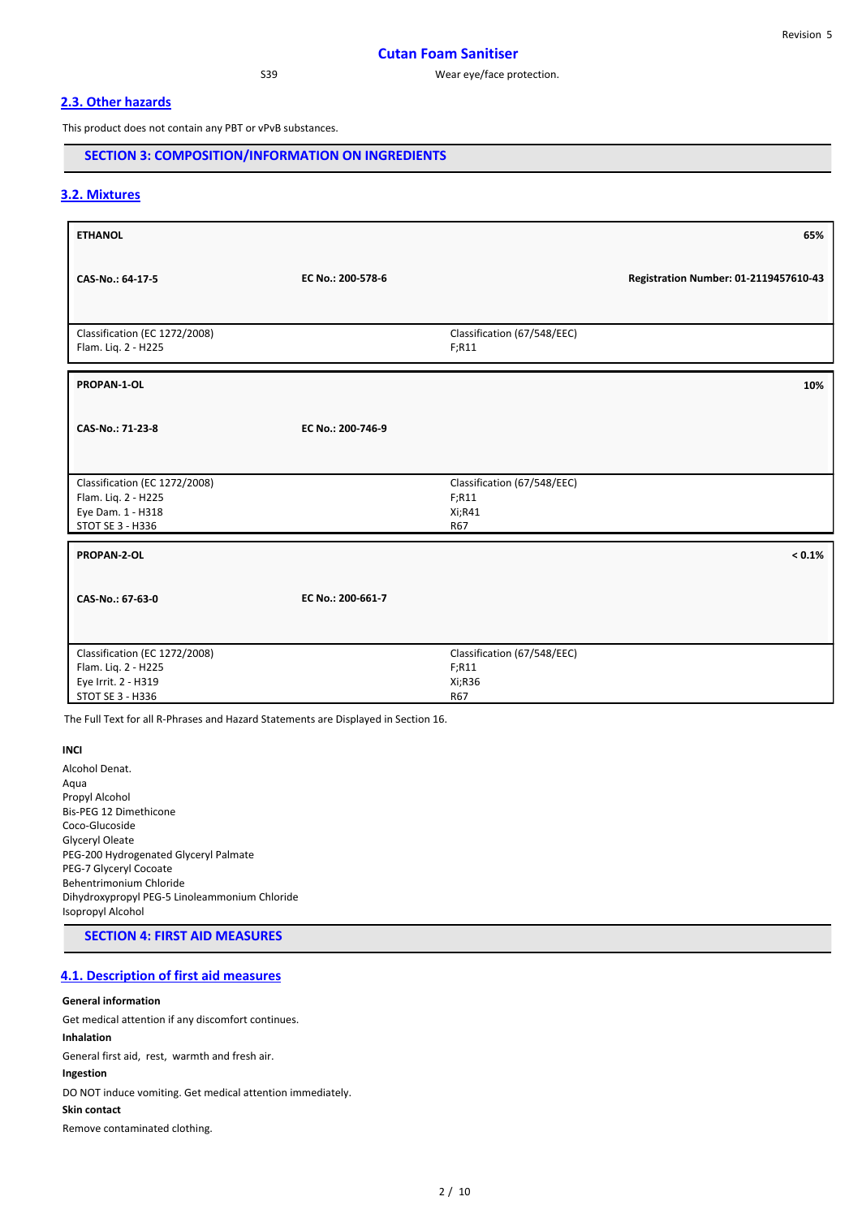| S39 | Wear eye/face protection. |
|---|---|

## 2.3. Other hazards

This product does not contain any PBT or vPvB substances.

## SECTION 3: COMPOSITION/INFORMATION ON INGREDIENTS

### 3.2. Mixtures

| **ETHANOL** | | **65%** |
|---|---|---|
| **CAS-No.: 64-17-5** | **EC No.: 200-578-6** | **Registration Number: 01-2119457610-43** |
| Classification (EC 1272/2008)<br>Flam. Liq. 2 - H225 | Classification (67/548/EEC)<br>F;R11 | |

| **PROPAN-1-OL** | | **10%** |
|---|---|---|
| **CAS-No.: 71-23-8** | **EC No.: 200-746-9** | |
| Classification (EC 1272/2008)<br>Flam. Liq. 2 - H225<br>Eye Dam. 1 - H318<br>STOT SE 3 - H336 | Classification (67/548/EEC)<br>F;R11<br>Xi;R41<br>R67 | |

| **PROPAN-2-OL** | | **< 0.1%** |
|---|---|---|
| **CAS-No.: 67-63-0** | **EC No.: 200-661-7** | |
| Classification (EC 1272/2008)<br>Flam. Liq. 2 - H225<br>Eye Irrit. 2 - H319<br>STOT SE 3 - H336 | Classification (67/548/EEC)<br>F;R11<br>Xi;R36<br>R67 | |

The Full Text for all R-Phrases and Hazard Statements are Displayed in Section 16.

**INCI**

Alcohol Denat.
Aqua
Propyl Alcohol
Bis-PEG 12 Dimethicone
Coco-Glucoside
Glyceryl Oleate
PEG-200 Hydrogenated Glyceryl Palmate
PEG-7 Glyceryl Cocoate
Behentrimonium Chloride
Dihydroxypropyl PEG-5 Linoleammonium Chloride
Isopropyl Alcohol

## SECTION 4: FIRST AID MEASURES

### 4.1. Description of first aid measures

**General information**

Get medical attention if any discomfort continues.

**Inhalation**

General first aid, rest, warmth and fresh air.

**Ingestion**

DO NOT induce vomiting. Get medical attention immediately.

**Skin contact**

Remove contaminated clothing.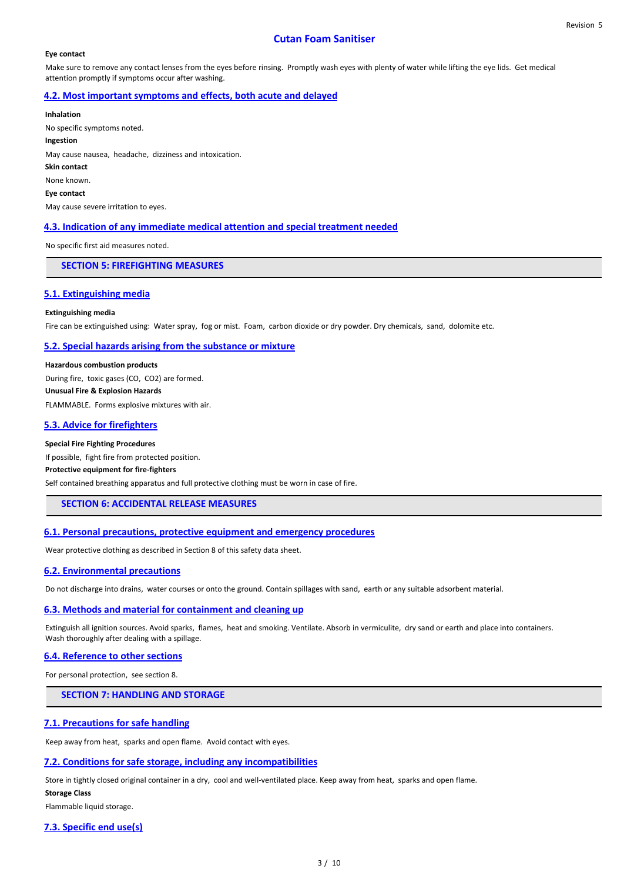**Eye contact**

Make sure to remove any contact lenses from the eyes before rinsing. Promptly wash eyes with plenty of water while lifting the eye lids. Get medical attention promptly if symptoms occur after washing.

### 4.2. Most important symptoms and effects, both acute and delayed

**Inhalation**

No specific symptoms noted.

**Ingestion**

May cause nausea, headache, dizziness and intoxication.

**Skin contact**

None known.

**Eye contact**

May cause severe irritation to eyes.

### 4.3. Indication of any immediate medical attention and special treatment needed

No specific first aid measures noted.

## SECTION 5: FIREFIGHTING MEASURES

### 5.1. Extinguishing media

**Extinguishing media**

Fire can be extinguished using: Water spray, fog or mist. Foam, carbon dioxide or dry powder. Dry chemicals, sand, dolomite etc.

### 5.2. Special hazards arising from the substance or mixture

**Hazardous combustion products**

During fire, toxic gases (CO, $CO_2$) are formed.

**Unusual Fire & Explosion Hazards**

FLAMMABLE. Forms explosive mixtures with air.

### 5.3. Advice for firefighters

**Special Fire Fighting Procedures**

If possible, fight fire from protected position.

**Protective equipment for fire-fighters**

Self contained breathing apparatus and full protective clothing must be worn in case of fire.

## SECTION 6: ACCIDENTAL RELEASE MEASURES

### 6.1. Personal precautions, protective equipment and emergency procedures

Wear protective clothing as described in Section 8 of this safety data sheet.

### 6.2. Environmental precautions

Do not discharge into drains, water courses or onto the ground. Contain spillages with sand, earth or any suitable adsorbent material.

### 6.3. Methods and material for containment and cleaning up

Extinguish all ignition sources. Avoid sparks, flames, heat and smoking. Ventilate. Absorb in vermiculite, dry sand or earth and place into containers. Wash thoroughly after dealing with a spillage.

### 6.4. Reference to other sections

For personal protection, see section 8.

## SECTION 7: HANDLING AND STORAGE

### 7.1. Precautions for safe handling

Keep away from heat, sparks and open flame. Avoid contact with eyes.

### 7.2. Conditions for safe storage, including any incompatibilities

Store in tightly closed original container in a dry, cool and well-ventilated place. Keep away from heat, sparks and open flame.

**Storage Class**

Flammable liquid storage.

### 7.3. Specific end use(s)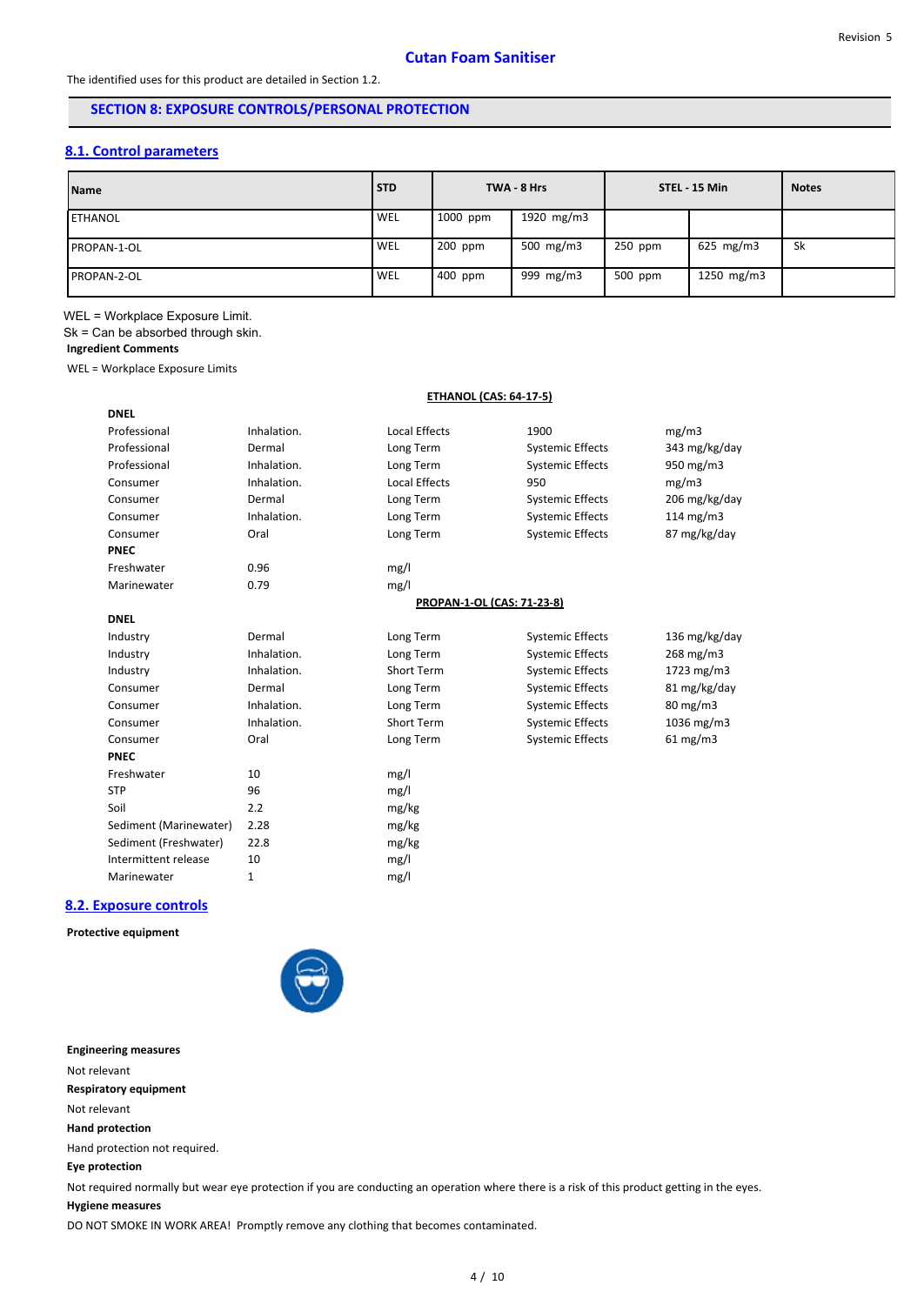The identified uses for this product are detailed in Section 1.2.

## SECTION 8: EXPOSURE CONTROLS/PERSONAL PROTECTION

### 8.1. Control parameters

| Name | STD | TWA - 8 Hrs | | STEL - 15 Min | | Notes |
|---|---|---|---|---|---|---|
| ETHANOL | WEL | 1000 ppm | 1920 mg/m3 | | | |
| PROPAN-1-OL | WEL | 200 ppm | 500 mg/m3 | 250 ppm | 625 mg/m3 | Sk |
| PROPAN-2-OL | WEL | 400 ppm | 999 mg/m3 | 500 ppm | 1250 mg/m3 | |

WEL = Workplace Exposure Limit.
Sk = Can be absorbed through skin.

**Ingredient Comments**

WEL = Workplace Exposure Limits

**ETHANOL (CAS: 64-17-5)**

**DNEL**

| | | | | |
|---|---|---|---|---|
| Professional | Inhalation. | Local Effects | 1900 | mg/m3 |
| Professional | Dermal | Long Term | Systemic Effects | 343 mg/kg/day |
| Professional | Inhalation. | Long Term | Systemic Effects | 950 mg/m3 |
| Consumer | Inhalation. | Local Effects | 950 | mg/m3 |
| Consumer | Dermal | Long Term | Systemic Effects | 206 mg/kg/day |
| Consumer | Inhalation. | Long Term | Systemic Effects | 114 mg/m3 |
| Consumer | Oral | Long Term | Systemic Effects | 87 mg/kg/day |

**PNEC**

| | | |
|---|---|---|
| Freshwater | 0.96 | mg/l |
| Marinewater | 0.79 | mg/l |

**PROPAN-1-OL (CAS: 71-23-8)**

**DNEL**

| | | | | |
|---|---|---|---|---|
| Industry | Dermal | Long Term | Systemic Effects | 136 mg/kg/day |
| Industry | Inhalation. | Long Term | Systemic Effects | 268 mg/m3 |
| Industry | Inhalation. | Short Term | Systemic Effects | 1723 mg/m3 |
| Consumer | Dermal | Long Term | Systemic Effects | 81 mg/kg/day |
| Consumer | Inhalation. | Long Term | Systemic Effects | 80 mg/m3 |
| Consumer | Inhalation. | Short Term | Systemic Effects | 1036 mg/m3 |
| Consumer | Oral | Long Term | Systemic Effects | 61 mg/m3 |

**PNEC**

| | | |
|---|---|---|
| Freshwater | 10 | mg/l |
| STP | 96 | mg/l |
| Soil | 2.2 | mg/kg |
| Sediment (Marinewater) | 2.28 | mg/kg |
| Sediment (Freshwater) | 22.8 | mg/kg |
| Intermittent release | 10 | mg/l |
| Marinewater | 1 | mg/l |

### 8.2. Exposure controls

**Protective equipment**

**Engineering measures**

Not relevant

**Respiratory equipment**

Not relevant

**Hand protection**

Hand protection not required.

**Eye protection**

Not required normally but wear eye protection if you are conducting an operation where there is a risk of this product getting in the eyes.

**Hygiene measures**

DO NOT SMOKE IN WORK AREA! Promptly remove any clothing that becomes contaminated.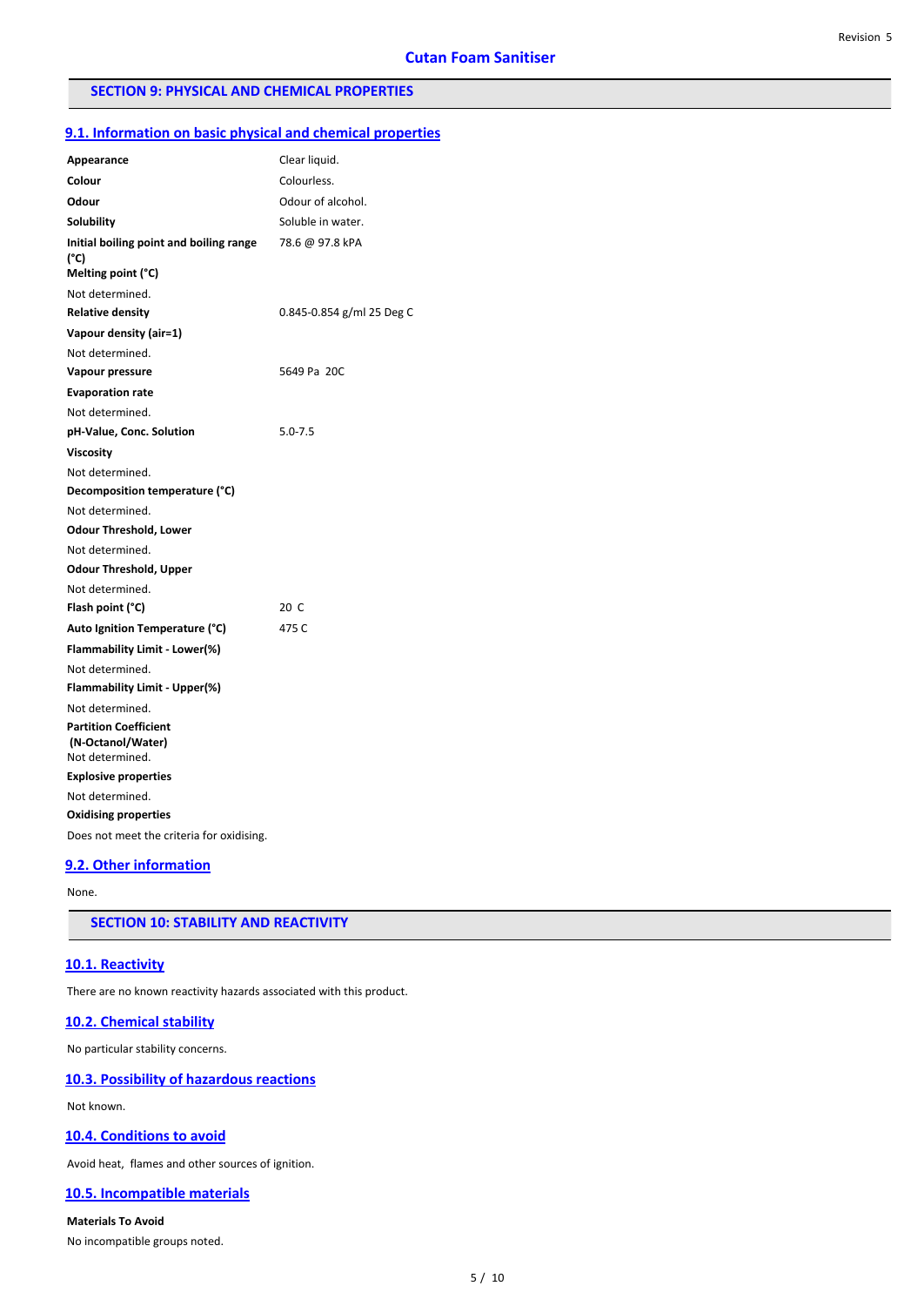## SECTION 9: PHYSICAL AND CHEMICAL PROPERTIES

### 9.1. Information on basic physical and chemical properties

**Appearance** Clear liquid.

**Colour** Colourless.

**Odour** Odour of alcohol.

**Solubility** Soluble in water.

**Initial boiling point and boiling range (°C)** 78.6 @ 97.8 kPA

**Melting point (°C)**

Not determined.

**Relative density** 0.845-0.854 g/ml 25 Deg C

**Vapour density (air=1)**

Not determined.

**Vapour pressure** 5649 Pa 20C

**Evaporation rate**

Not determined.

**pH-Value, Conc. Solution** 5.0-7.5

**Viscosity**

Not determined.

**Decomposition temperature (°C)**

Not determined.

**Odour Threshold, Lower**

Not determined.

**Odour Threshold, Upper**

Not determined.

**Flash point (°C)** 20 C

**Auto Ignition Temperature (°C)** 475 C

**Flammability Limit - Lower(%)**

Not determined.

**Flammability Limit - Upper(%)**

Not determined.

**Partition Coefficient (N-Octanol/Water)**

Not determined.

**Explosive properties**

Not determined.

**Oxidising properties**

Does not meet the criteria for oxidising.

### 9.2. Other information

None.

## SECTION 10: STABILITY AND REACTIVITY

### 10.1. Reactivity

There are no known reactivity hazards associated with this product.

### 10.2. Chemical stability

No particular stability concerns.

### 10.3. Possibility of hazardous reactions

Not known.

### 10.4. Conditions to avoid

Avoid heat, flames and other sources of ignition.

### 10.5. Incompatible materials

**Materials To Avoid**

No incompatible groups noted.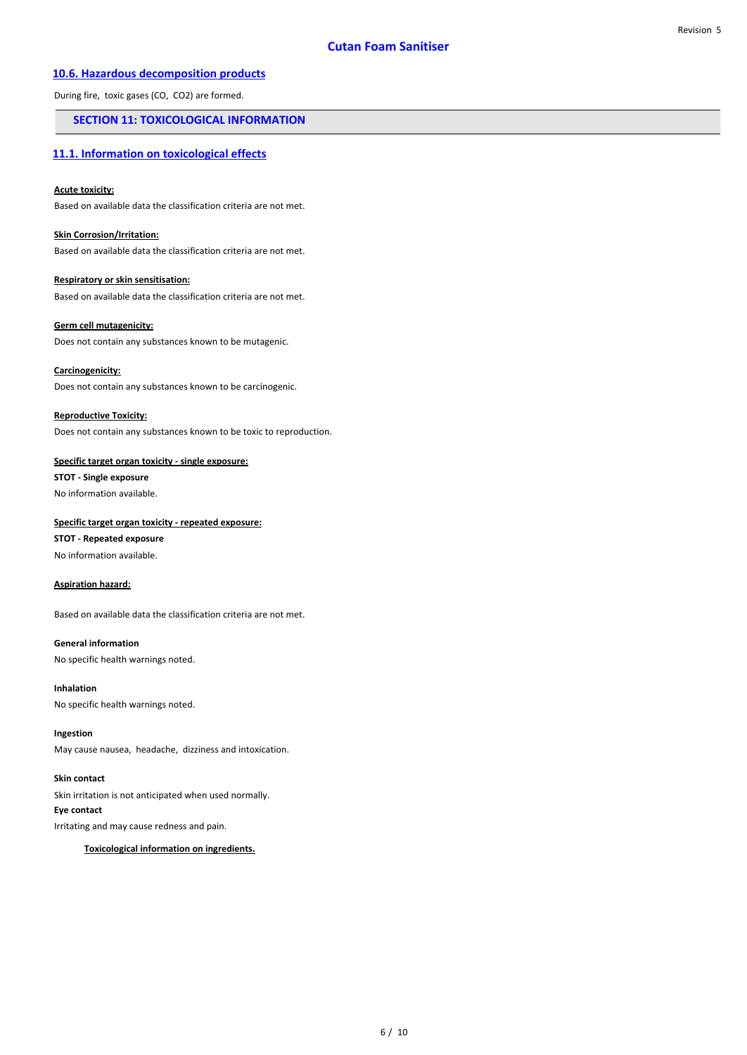### 10.6. Hazardous decomposition products

During fire, toxic gases (CO, $CO_2$) are formed.

## SECTION 11: TOXICOLOGICAL INFORMATION

### 11.1. Information on toxicological effects

**Acute toxicity:**

Based on available data the classification criteria are not met.

**Skin Corrosion/Irritation:**

Based on available data the classification criteria are not met.

**Respiratory or skin sensitisation:**

Based on available data the classification criteria are not met.

**Germ cell mutagenicity:**

Does not contain any substances known to be mutagenic.

**Carcinogenicity:**

Does not contain any substances known to be carcinogenic.

**Reproductive Toxicity:**

Does not contain any substances known to be toxic to reproduction.

**Specific target organ toxicity - single exposure:**

**STOT - Single exposure**

No information available.

**Specific target organ toxicity - repeated exposure:**

**STOT - Repeated exposure**

No information available.

**Aspiration hazard:**

Based on available data the classification criteria are not met.

**General information**

No specific health warnings noted.

**Inhalation**

No specific health warnings noted.

**Ingestion**

May cause nausea, headache, dizziness and intoxication.

**Skin contact**

Skin irritation is not anticipated when used normally.

**Eye contact**

Irritating and may cause redness and pain.

**Toxicological information on ingredients.**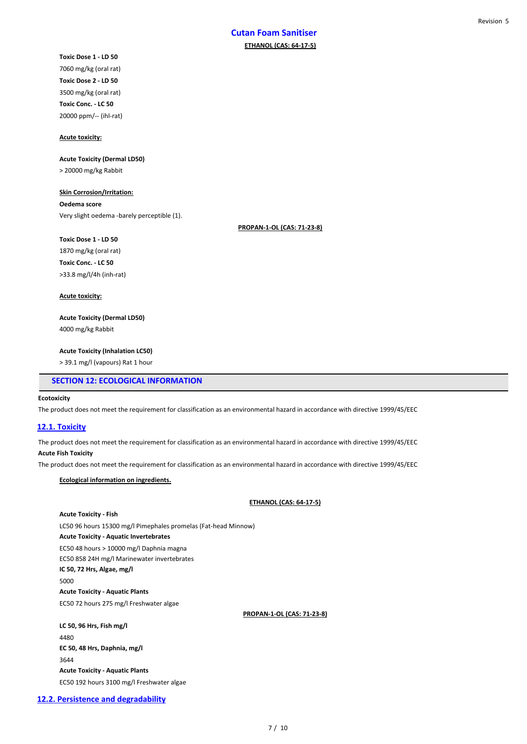**ETHANOL (CAS: 64-17-5)**

**Toxic Dose 1 - LD 50**

7060 mg/kg (oral rat)

**Toxic Dose 2 - LD 50**

3500 mg/kg (oral rat)

**Toxic Conc. - LC 50**

20000 ppm/-- (ihl-rat)

**Acute toxicity:**

**Acute Toxicity (Dermal LD50)**

> 20000 mg/kg Rabbit

**Skin Corrosion/Irritation:**

**Oedema score**

Very slight oedema -barely perceptible (1).

**PROPAN-1-OL (CAS: 71-23-8)**

**Toxic Dose 1 - LD 50**

1870 mg/kg (oral rat)

**Toxic Conc. - LC 50**

>33.8 mg/l/4h (inh-rat)

**Acute toxicity:**

**Acute Toxicity (Dermal LD50)**

4000 mg/kg Rabbit

**Acute Toxicity (Inhalation LC50)**

> 39.1 mg/l (vapours) Rat 1 hour

## SECTION 12: ECOLOGICAL INFORMATION

**Ecotoxicity**

The product does not meet the requirement for classification as an environmental hazard in accordance with directive 1999/45/EEC

### 12.1. Toxicity

The product does not meet the requirement for classification as an environmental hazard in accordance with directive 1999/45/EEC

**Acute Fish Toxicity**

The product does not meet the requirement for classification as an environmental hazard in accordance with directive 1999/45/EEC

**Ecological information on ingredients.**

**ETHANOL (CAS: 64-17-5)**

**Acute Toxicity - Fish**

LC50 96 hours 15300 mg/l Pimephales promelas (Fat-head Minnow)

**Acute Toxicity - Aquatic Invertebrates**

EC50 48 hours > 10000 mg/l Daphnia magna

EC50 858 24H mg/l Marinewater invertebrates

**IC 50, 72 Hrs, Algae, mg/l**

5000

**Acute Toxicity - Aquatic Plants**

EC50 72 hours 275 mg/l Freshwater algae

**PROPAN-1-OL (CAS: 71-23-8)**

**LC 50, 96 Hrs, Fish mg/l**

4480

**EC 50, 48 Hrs, Daphnia, mg/l**

3644

**Acute Toxicity - Aquatic Plants**

EC50 192 hours 3100 mg/l Freshwater algae

### 12.2. Persistence and degradability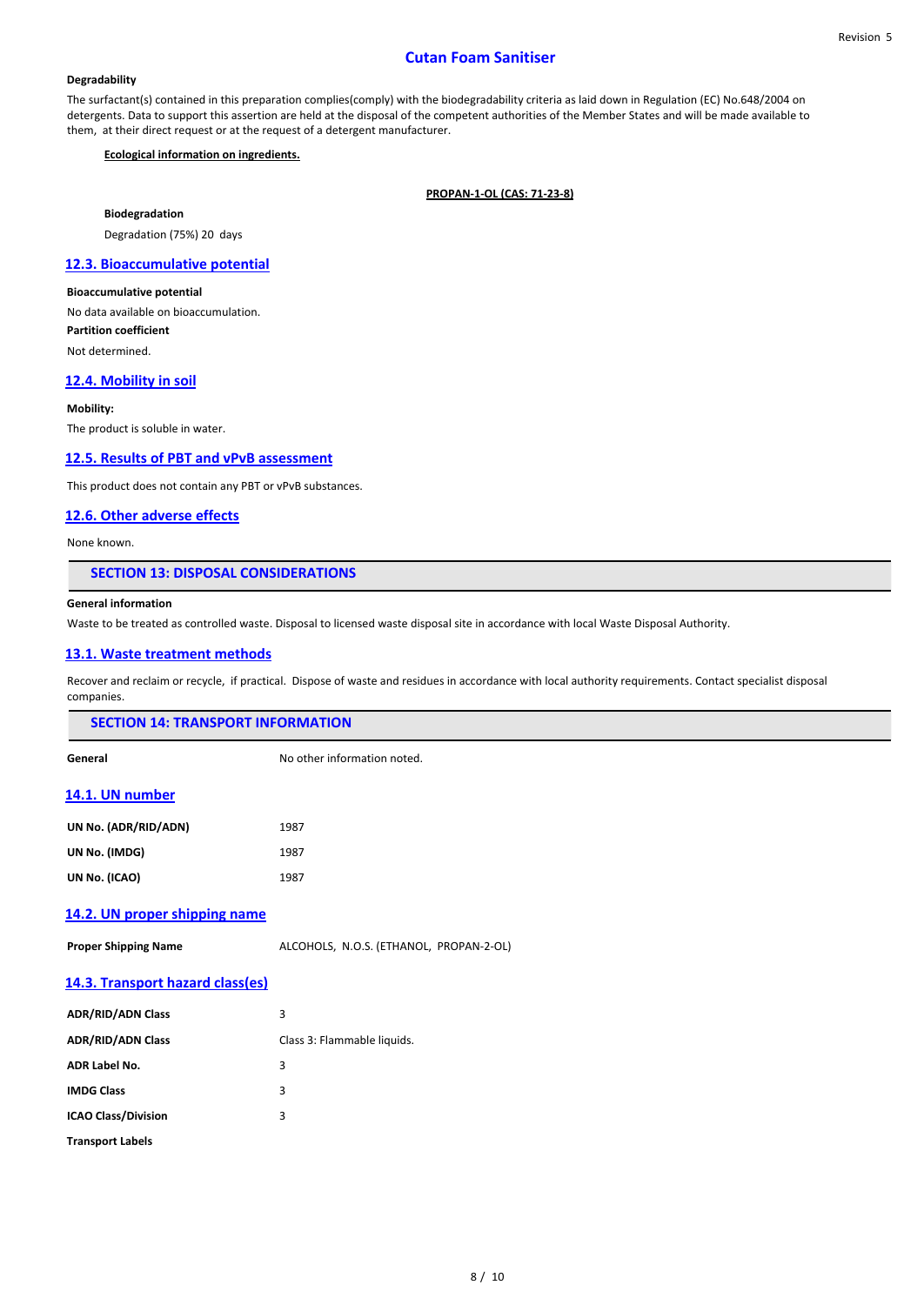**Degradability**

The surfactant(s) contained in this preparation complies(comply) with the biodegradability criteria as laid down in Regulation (EC) No.648/2004 on detergents. Data to support this assertion are held at the disposal of the competent authorities of the Member States and will be made available to them, at their direct request or at the request of a detergent manufacturer.

**Ecological information on ingredients.**

**PROPAN-1-OL (CAS: 71-23-8)**

**Biodegradation**

Degradation (75%) 20 days

## 12.3. Bioaccumulative potential

**Bioaccumulative potential**

No data available on bioaccumulation.

**Partition coefficient**

Not determined.

## 12.4. Mobility in soil

**Mobility:**

The product is soluble in water.

## 12.5. Results of PBT and vPvB assessment

This product does not contain any PBT or vPvB substances.

## 12.6. Other adverse effects

None known.

# SECTION 13: DISPOSAL CONSIDERATIONS

**General information**

Waste to be treated as controlled waste. Disposal to licensed waste disposal site in accordance with local Waste Disposal Authority.

## 13.1. Waste treatment methods

Recover and reclaim or recycle, if practical. Dispose of waste and residues in accordance with local authority requirements. Contact specialist disposal companies.

# SECTION 14: TRANSPORT INFORMATION

| | |
|---|---|
| **General** | No other information noted. |

## 14.1. UN number

| | |
|---|---|
| **UN No. (ADR/RID/ADN)** | 1987 |
| **UN No. (IMDG)** | 1987 |
| **UN No. (ICAO)** | 1987 |

## 14.2. UN proper shipping name

| | |
|---|---|
| **Proper Shipping Name** | ALCOHOLS, N.O.S. (ETHANOL, PROPAN-2-OL) |

## 14.3. Transport hazard class(es)

| | |
|---|---|
| **ADR/RID/ADN Class** | 3 |
| **ADR/RID/ADN Class** | Class 3: Flammable liquids. |
| **ADR Label No.** | 3 |
| **IMDG Class** | 3 |
| **ICAO Class/Division** | 3 |

**Transport Labels**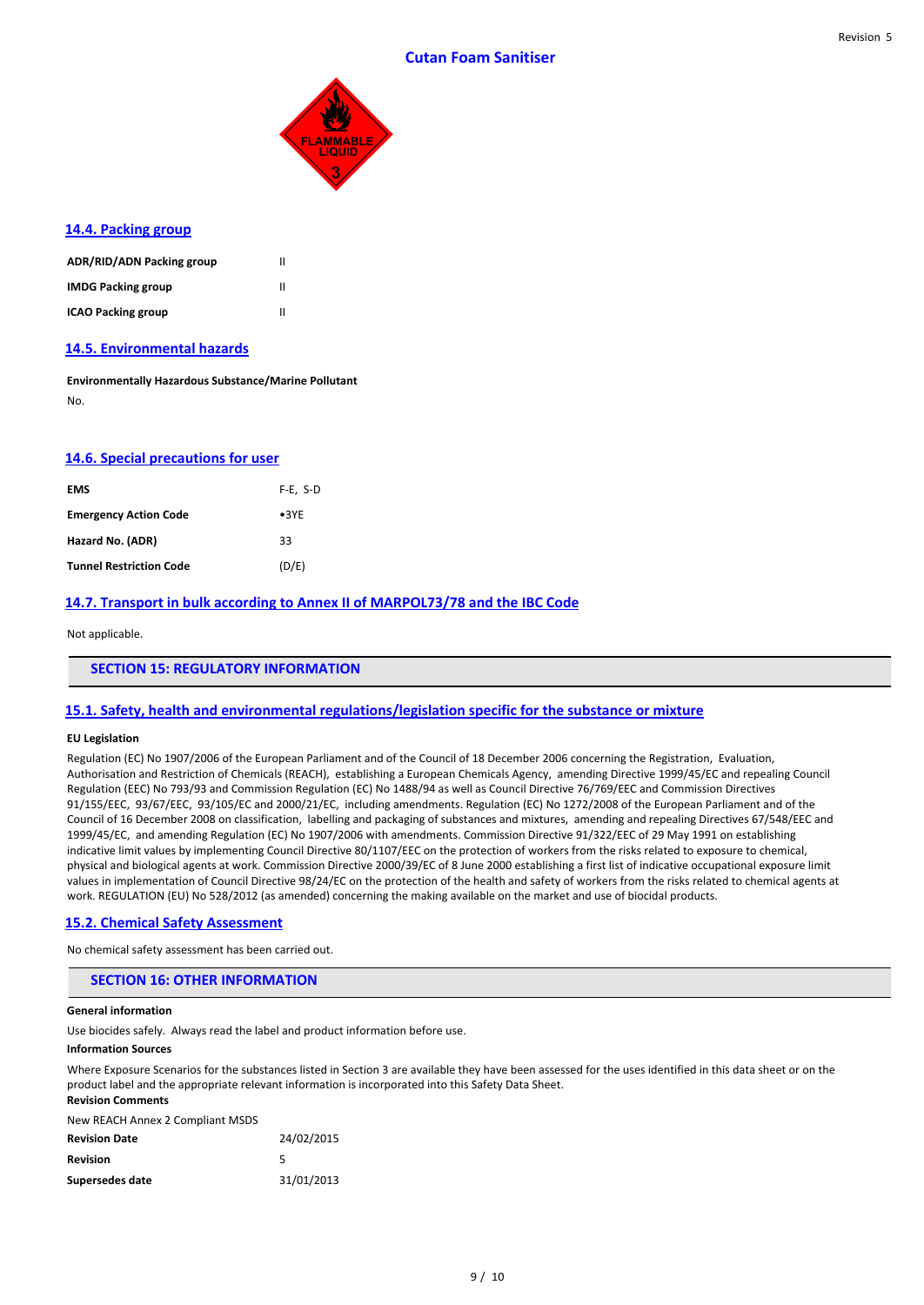### 14.4. Packing group

| | |
|---|---|
| **ADR/RID/ADN Packing group** | II |
| **IMDG Packing group** | II |
| **ICAO Packing group** | II |

### 14.5. Environmental hazards

**Environmentally Hazardous Substance/Marine Pollutant**

No.

### 14.6. Special precautions for user

| | |
|---|---|
| **EMS** | F-E, S-D |
| **Emergency Action Code** | •3YE |
| **Hazard No. (ADR)** | 33 |
| **Tunnel Restriction Code** | (D/E) |

### 14.7. Transport in bulk according to Annex II of MARPOL73/78 and the IBC Code

Not applicable.

## SECTION 15: REGULATORY INFORMATION

### 15.1. Safety, health and environmental regulations/legislation specific for the substance or mixture

**EU Legislation**

Regulation (EC) No 1907/2006 of the European Parliament and of the Council of 18 December 2006 concerning the Registration, Evaluation, Authorisation and Restriction of Chemicals (REACH), establishing a European Chemicals Agency, amending Directive 1999/45/EC and repealing Council Regulation (EEC) No 793/93 and Commission Regulation (EC) No 1488/94 as well as Council Directive 76/769/EEC and Commission Directives 91/155/EEC, 93/67/EEC, 93/105/EC and 2000/21/EC, including amendments. Regulation (EC) No 1272/2008 of the European Parliament and of the Council of 16 December 2008 on classification, labelling and packaging of substances and mixtures, amending and repealing Directives 67/548/EEC and 1999/45/EC, and amending Regulation (EC) No 1907/2006 with amendments. Commission Directive 91/322/EEC of 29 May 1991 on establishing indicative limit values by implementing Council Directive 80/1107/EEC on the protection of workers from the risks related to exposure to chemical, physical and biological agents at work. Commission Directive 2000/39/EC of 8 June 2000 establishing a first list of indicative occupational exposure limit values in implementation of Council Directive 98/24/EC on the protection of the health and safety of workers from the risks related to chemical agents at work. REGULATION (EU) No 528/2012 (as amended) concerning the making available on the market and use of biocidal products.

### 15.2. Chemical Safety Assessment

No chemical safety assessment has been carried out.

## SECTION 16: OTHER INFORMATION

**General information**

Use biocides safely. Always read the label and product information before use.

**Information Sources**

Where Exposure Scenarios for the substances listed in Section 3 are available they have been assessed for the uses identified in this data sheet or on the product label and the appropriate relevant information is incorporated into this Safety Data Sheet.

**Revision Comments**

New REACH Annex 2 Compliant MSDS

| | |
|---|---|
| **Revision Date** | 24/02/2015 |
| **Revision** | 5 |
| **Supersedes date** | 31/01/2013 |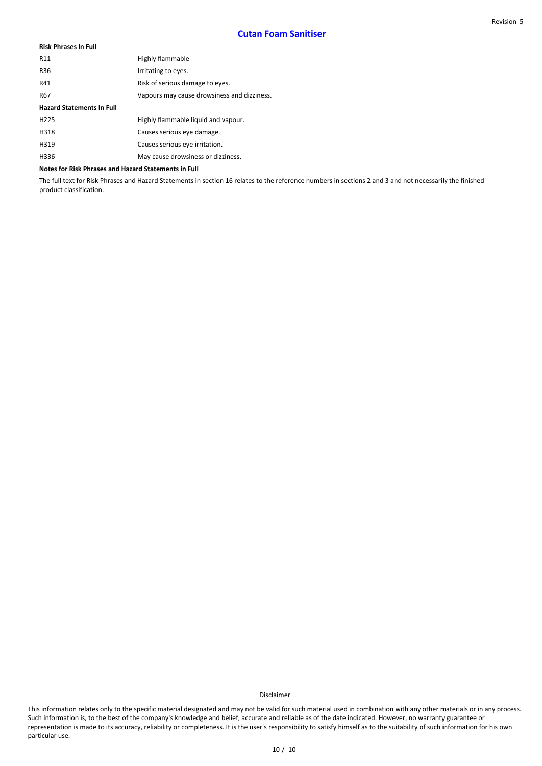**Risk Phrases In Full**

| | |
|---|---|
| R11 | Highly flammable |
| R36 | Irritating to eyes. |
| R41 | Risk of serious damage to eyes. |
| R67 | Vapours may cause drowsiness and dizziness. |

**Hazard Statements In Full**

| | |
|---|---|
| H225 | Highly flammable liquid and vapour. |
| H318 | Causes serious eye damage. |
| H319 | Causes serious eye irritation. |
| H336 | May cause drowsiness or dizziness. |

**Notes for Risk Phrases and Hazard Statements in Full**

The full text for Risk Phrases and Hazard Statements in section 16 relates to the reference numbers in sections 2 and 3 and not necessarily the finished product classification.

Disclaimer

This information relates only to the specific material designated and may not be valid for such material used in combination with any other materials or in any process. Such information is, to the best of the company's knowledge and belief, accurate and reliable as of the date indicated. However, no warranty guarantee or representation is made to its accuracy, reliability or completeness. It is the user's responsibility to satisfy himself as to the suitability of such information for his own particular use.